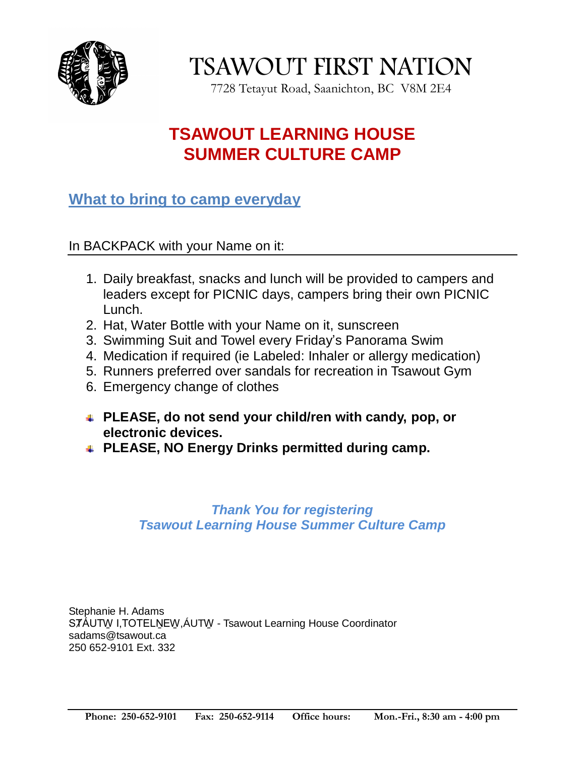# TSAWOUT FIRST NATION

7728 Tetayut Road, Saanichton, BC V8M 2E4

## TSAWOUT LEARNING HOUSE SUMMER CULTURE CAMP

### What to bring to camp everyday

In BACKPACK with your Name on it:

1. Daily breakfast, snacks and lunch will be provided to campers and leaders except for PICNIC days, campers bring their own PICNIC Lunch.
2. Hat, Water Bottle with your Name on it, sunscreen
3. Swimming Suit and Towel every Friday's Panorama Swim
4. Medication if required (ie Labeled: Inhaler or allergy medication)
5. Runners preferred over sandals for recreation in Tsawout Gym
6. Emergency change of clothes

- **PLEASE, do not send your child/ren with candy, pop, or electronic devices.**
- **PLEASE, NO Energy Drinks permitted during camp.**

***Thank You for registering***
***Tsawout Learning House Summer Culture Camp***

Stephanie H. Adams
SȾÁUTW̱ I,TOTELṈEW̱,ÁUTW̱ - Tsawout Learning House Coordinator
sadams@tsawout.ca
250 652-9101 Ext. 332

**Phone: 250-652-9101 Fax: 250-652-9114 Office hours: Mon.-Fri., 8:30 am - 4:00 pm**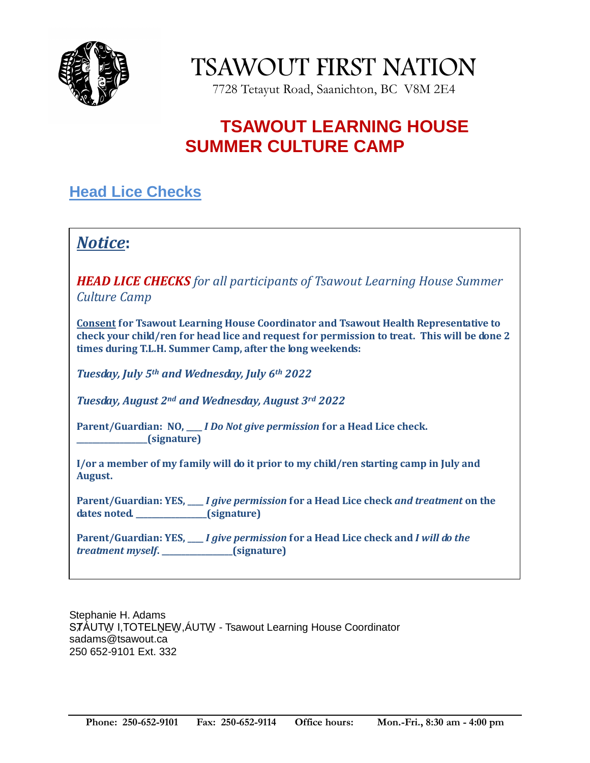# TSAWOUT FIRST NATION

7728 Tetayut Road, Saanichton, BC V8M 2E4

## TSAWOUT LEARNING HOUSE SUMMER CULTURE CAMP

### Head Lice Checks

## *Notice*:

***HEAD LICE CHECKS*** *for all participants of Tsawout Learning House Summer Culture Camp*

**Consent for Tsawout Learning House Coordinator and Tsawout Health Representative to check your child/ren for head lice and request for permission to treat. This will be done 2 times during T.L.H. Summer Camp, after the long weekends:**

***Tuesday, July 5th and Wednesday, July 6th 2022***

***Tuesday, August 2nd and Wednesday, August 3rd 2022***

**Parent/Guardian: NO, ____ *I Do Not give permission* for a Head Lice check. _________________(signature)**

**I/or a member of my family will do it prior to my child/ren starting camp in July and August.**

**Parent/Guardian: YES, ____ *I give permission* for a Head Lice check *and treatment* on the dates noted. _________________(signature)**

**Parent/Guardian: YES, ____ *I give permission* for a Head Lice check and *I will do the treatment myself*. _________________(signature)**

Stephanie H. Adams
SȾÁUTW̱ I,TOTELṈEW̱,ÁUTW̱ - Tsawout Learning House Coordinator
sadams@tsawout.ca
250 652-9101 Ext. 332

**Phone: 250-652-9101 Fax: 250-652-9114 Office hours: Mon.-Fri., 8:30 am - 4:00 pm**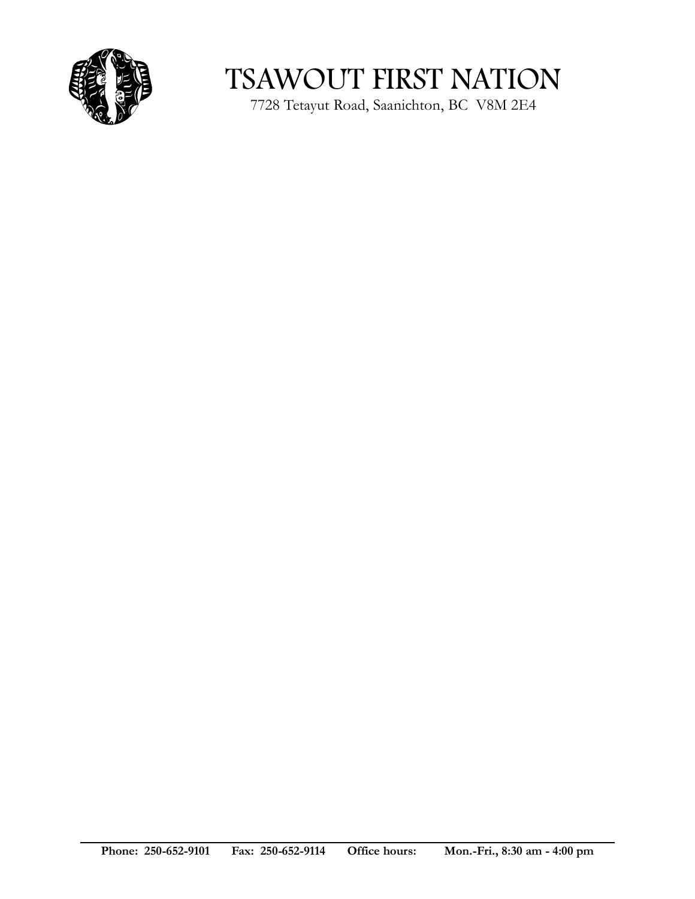# TSAWOUT FIRST NATION

7728 Tetayut Road, Saanichton, BC V8M 2E4

**Phone: 250-652-9101 Fax: 250-652-9114 Office hours: Mon.-Fri., 8:30 am - 4:00 pm**